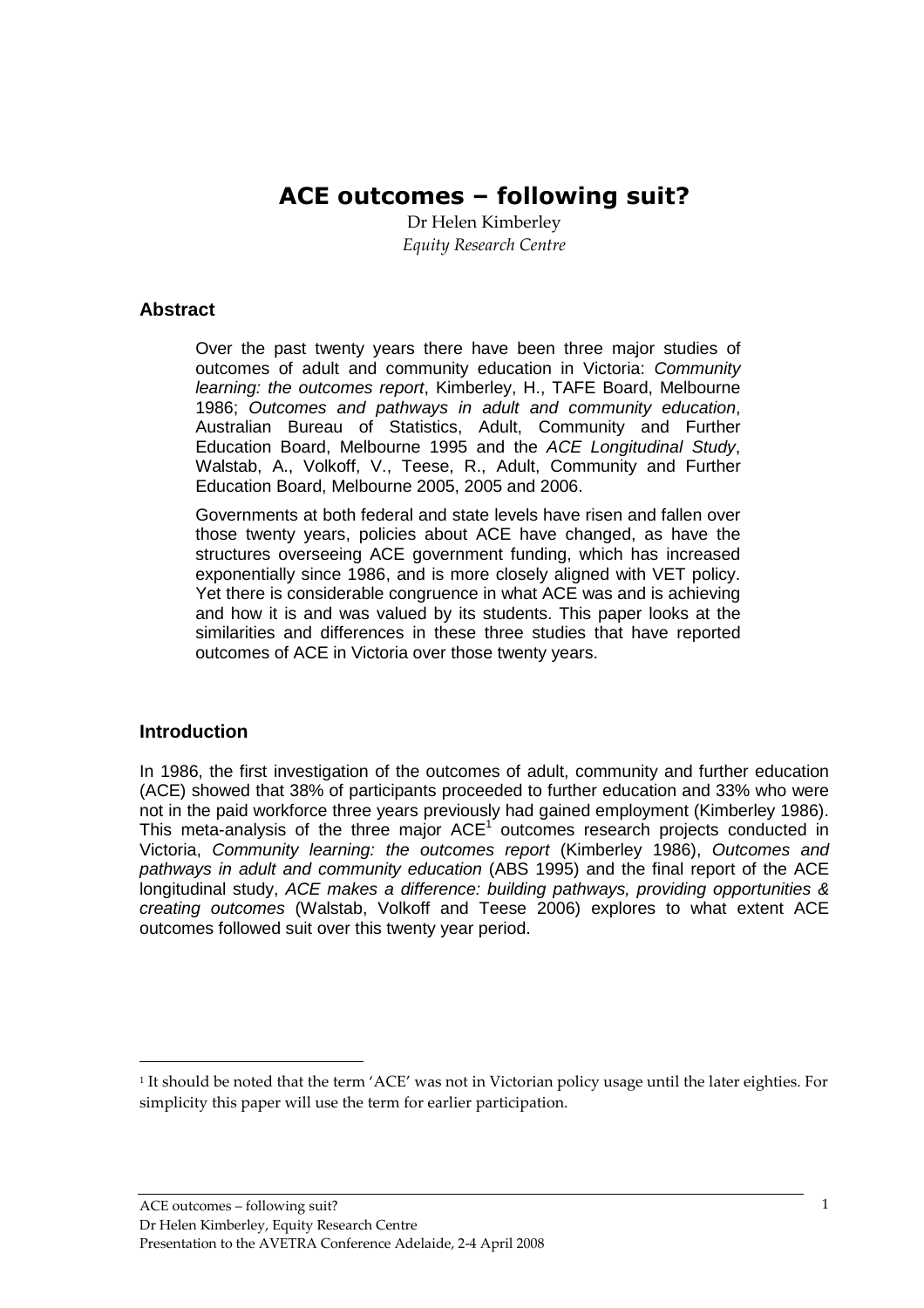# ACE outcomes – following suit?

Dr Helen Kimberley
*Equity Research Centre*

## Abstract

Over the past twenty years there have been three major studies of outcomes of adult and community education in Victoria: *Community learning: the outcomes report*, Kimberley, H., TAFE Board, Melbourne 1986; *Outcomes and pathways in adult and community education*, Australian Bureau of Statistics, Adult, Community and Further Education Board, Melbourne 1995 and the *ACE Longitudinal Study*, Walstab, A., Volkoff, V., Teese, R., Adult, Community and Further Education Board, Melbourne 2005, 2005 and 2006.

Governments at both federal and state levels have risen and fallen over those twenty years, policies about ACE have changed, as have the structures overseeing ACE government funding, which has increased exponentially since 1986, and is more closely aligned with VET policy. Yet there is considerable congruence in what ACE was and is achieving and how it is and was valued by its students. This paper looks at the similarities and differences in these three studies that have reported outcomes of ACE in Victoria over those twenty years.

## Introduction

In 1986, the first investigation of the outcomes of adult, community and further education (ACE) showed that 38% of participants proceeded to further education and 33% who were not in the paid workforce three years previously had gained employment (Kimberley 1986). This meta-analysis of the three major ACE[1] outcomes research projects conducted in Victoria, *Community learning: the outcomes report* (Kimberley 1986), *Outcomes and pathways in adult and community education* (ABS 1995) and the final report of the ACE longitudinal study, *ACE makes a difference: building pathways, providing opportunities & creating outcomes* (Walstab, Volkoff and Teese 2006) explores to what extent ACE outcomes followed suit over this twenty year period.

[1] It should be noted that the term 'ACE' was not in Victorian policy usage until the later eighties. For simplicity this paper will use the term for earlier participation.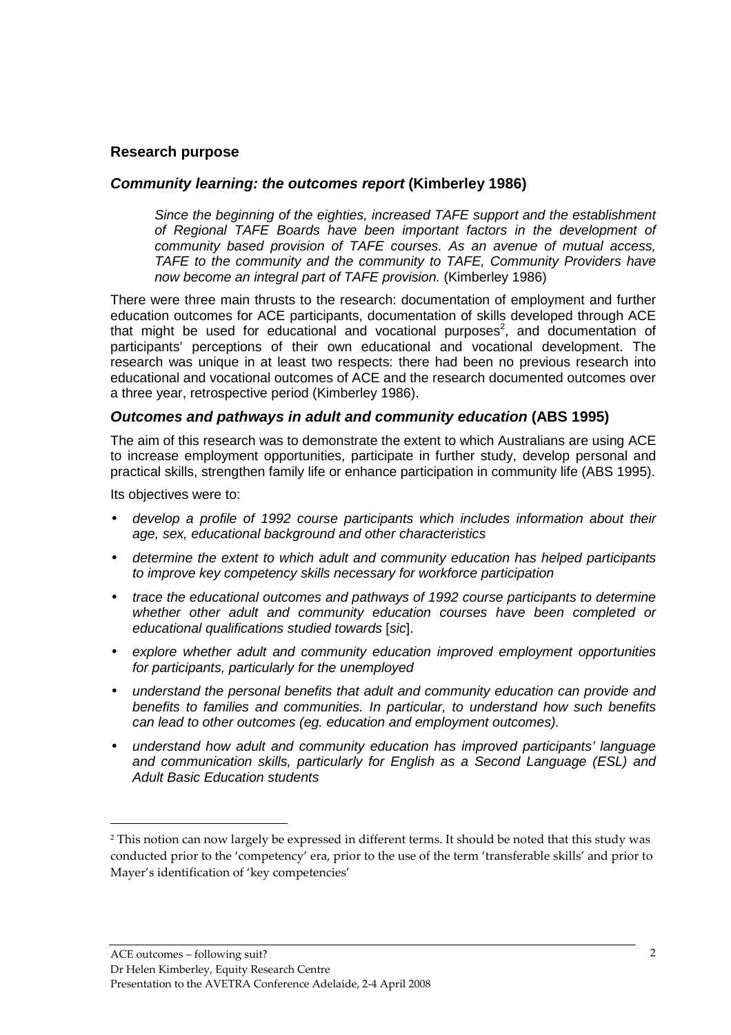## Research purpose

### *Community learning: the outcomes report* (Kimberley 1986)

> *Since the beginning of the eighties, increased TAFE support and the establishment of Regional TAFE Boards have been important factors in the development of community based provision of TAFE courses. As an avenue of mutual access, TAFE to the community and the community to TAFE, Community Providers have now become an integral part of TAFE provision.* (Kimberley 1986)

There were three main thrusts to the research: documentation of employment and further education outcomes for ACE participants, documentation of skills developed through ACE that might be used for educational and vocational purposes[2], and documentation of participants' perceptions of their own educational and vocational development. The research was unique in at least two respects: there had been no previous research into educational and vocational outcomes of ACE and the research documented outcomes over a three year, retrospective period (Kimberley 1986).

### *Outcomes and pathways in adult and community education* (ABS 1995)

The aim of this research was to demonstrate the extent to which Australians are using ACE to increase employment opportunities, participate in further study, develop personal and practical skills, strengthen family life or enhance participation in community life (ABS 1995).

Its objectives were to:

- *develop a profile of 1992 course participants which includes information about their age, sex, educational background and other characteristics*
- *determine the extent to which adult and community education has helped participants to improve key competency skills necessary for workforce participation*
- *trace the educational outcomes and pathways of 1992 course participants to determine whether other adult and community education courses have been completed or educational qualifications studied towards* [*sic*].
- *explore whether adult and community education improved employment opportunities for participants, particularly for the unemployed*
- *understand the personal benefits that adult and community education can provide and benefits to families and communities. In particular, to understand how such benefits can lead to other outcomes (eg. education and employment outcomes).*
- *understand how adult and community education has improved participants' language and communication skills, particularly for English as a Second Language (ESL) and Adult Basic Education students*

---

[2] This notion can now largely be expressed in different terms. It should be noted that this study was conducted prior to the 'competency' era, prior to the use of the term 'transferable skills' and prior to Mayer's identification of 'key competencies'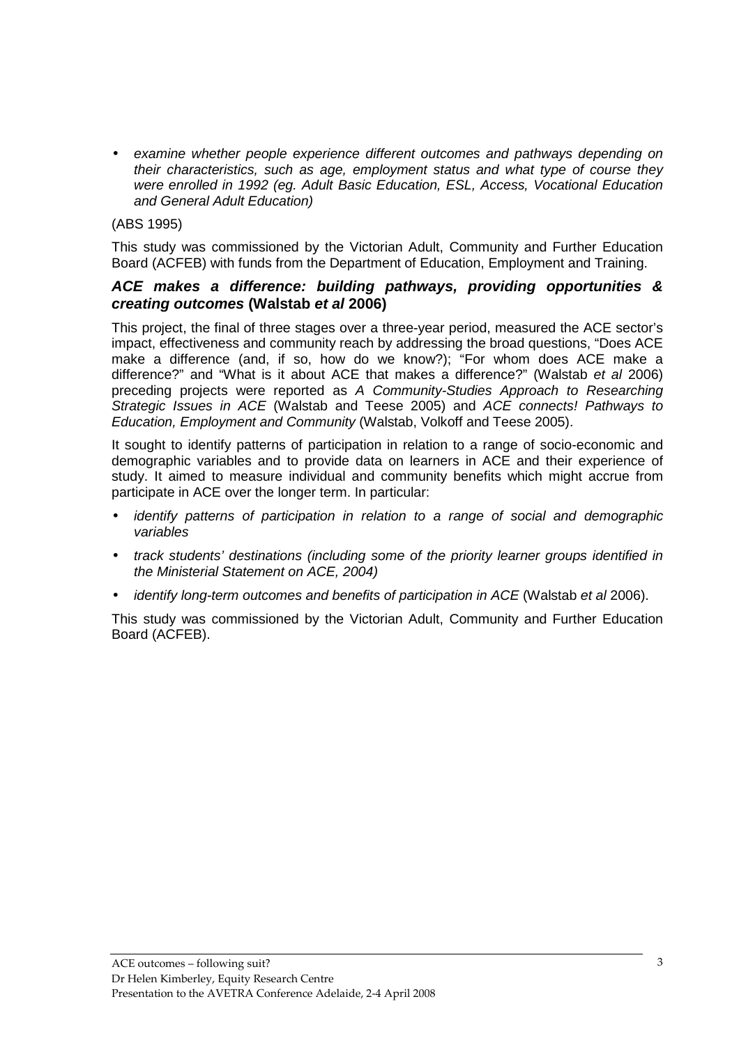- *examine whether people experience different outcomes and pathways depending on their characteristics, such as age, employment status and what type of course they were enrolled in 1992 (eg. Adult Basic Education, ESL, Access, Vocational Education and General Adult Education)*

(ABS 1995)

This study was commissioned by the Victorian Adult, Community and Further Education Board (ACFEB) with funds from the Department of Education, Employment and Training.

### *ACE makes a difference: building pathways, providing opportunities & creating outcomes* (Walstab *et al* 2006)

This project, the final of three stages over a three-year period, measured the ACE sector's impact, effectiveness and community reach by addressing the broad questions, "Does ACE make a difference (and, if so, how do we know?); "For whom does ACE make a difference?" and "What is it about ACE that makes a difference?" (Walstab *et al* 2006) preceding projects were reported as *A Community-Studies Approach to Researching Strategic Issues in ACE* (Walstab and Teese 2005) and *ACE connects! Pathways to Education, Employment and Community* (Walstab, Volkoff and Teese 2005).

It sought to identify patterns of participation in relation to a range of socio-economic and demographic variables and to provide data on learners in ACE and their experience of study. It aimed to measure individual and community benefits which might accrue from participate in ACE over the longer term. In particular:

- *identify patterns of participation in relation to a range of social and demographic variables*
- *track students' destinations (including some of the priority learner groups identified in the Ministerial Statement on ACE, 2004)*
- *identify long-term outcomes and benefits of participation in ACE* (Walstab *et al* 2006).

This study was commissioned by the Victorian Adult, Community and Further Education Board (ACFEB).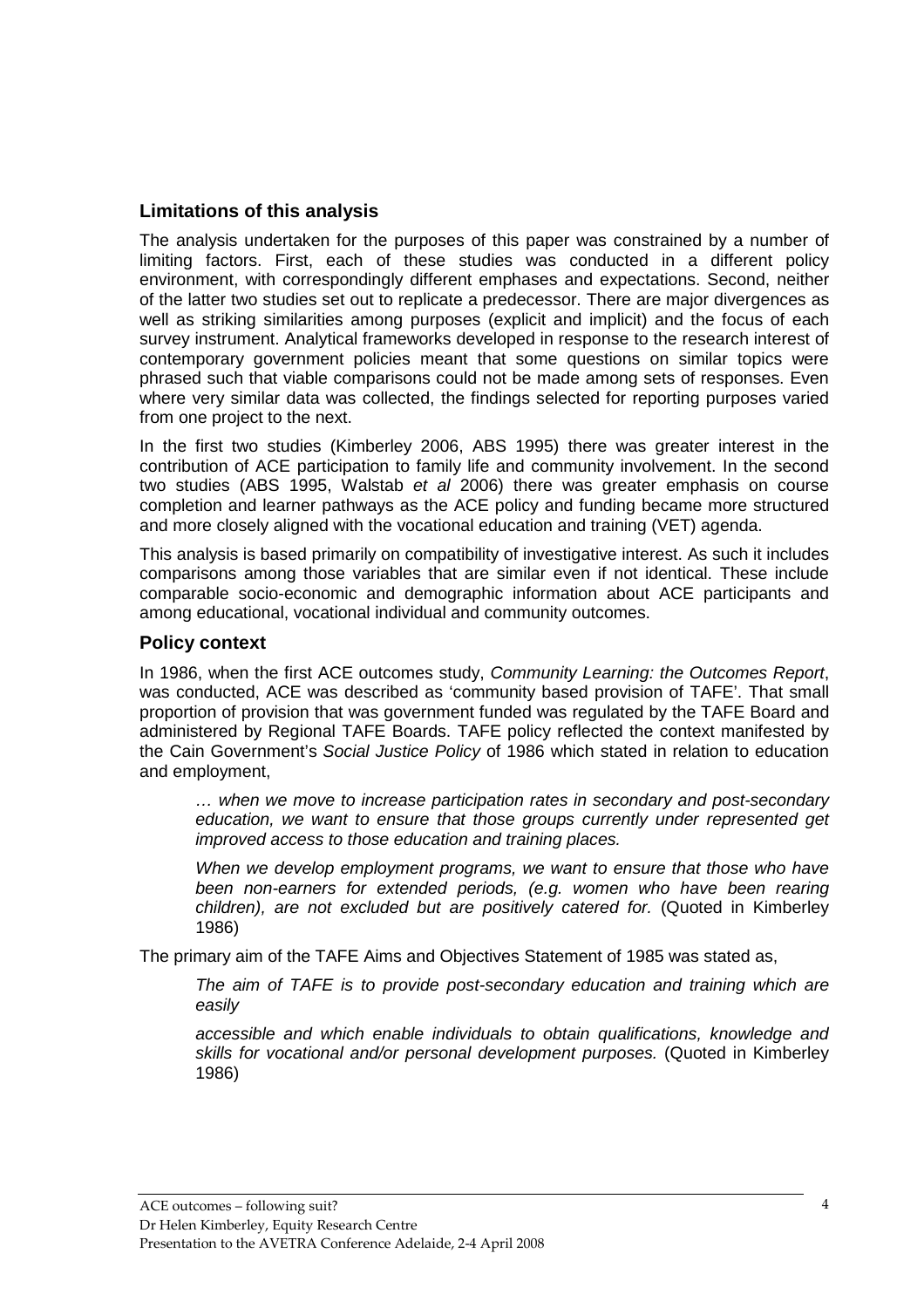## Limitations of this analysis

The analysis undertaken for the purposes of this paper was constrained by a number of limiting factors. First, each of these studies was conducted in a different policy environment, with correspondingly different emphases and expectations. Second, neither of the latter two studies set out to replicate a predecessor. There are major divergences as well as striking similarities among purposes (explicit and implicit) and the focus of each survey instrument. Analytical frameworks developed in response to the research interest of contemporary government policies meant that some questions on similar topics were phrased such that viable comparisons could not be made among sets of responses. Even where very similar data was collected, the findings selected for reporting purposes varied from one project to the next.

In the first two studies (Kimberley 2006, ABS 1995) there was greater interest in the contribution of ACE participation to family life and community involvement. In the second two studies (ABS 1995, Walstab *et al* 2006) there was greater emphasis on course completion and learner pathways as the ACE policy and funding became more structured and more closely aligned with the vocational education and training (VET) agenda.

This analysis is based primarily on compatibility of investigative interest. As such it includes comparisons among those variables that are similar even if not identical. These include comparable socio-economic and demographic information about ACE participants and among educational, vocational individual and community outcomes.

## Policy context

In 1986, when the first ACE outcomes study, *Community Learning: the Outcomes Report*, was conducted, ACE was described as 'community based provision of TAFE'. That small proportion of provision that was government funded was regulated by the TAFE Board and administered by Regional TAFE Boards. TAFE policy reflected the context manifested by the Cain Government's *Social Justice Policy* of 1986 which stated in relation to education and employment,

> *… when we move to increase participation rates in secondary and post-secondary education, we want to ensure that those groups currently under represented get improved access to those education and training places.*
>
> *When we develop employment programs, we want to ensure that those who have been non-earners for extended periods, (e.g. women who have been rearing children), are not excluded but are positively catered for.* (Quoted in Kimberley 1986)

The primary aim of the TAFE Aims and Objectives Statement of 1985 was stated as,

> *The aim of TAFE is to provide post-secondary education and training which are easily*
>
> *accessible and which enable individuals to obtain qualifications, knowledge and skills for vocational and/or personal development purposes.* (Quoted in Kimberley 1986)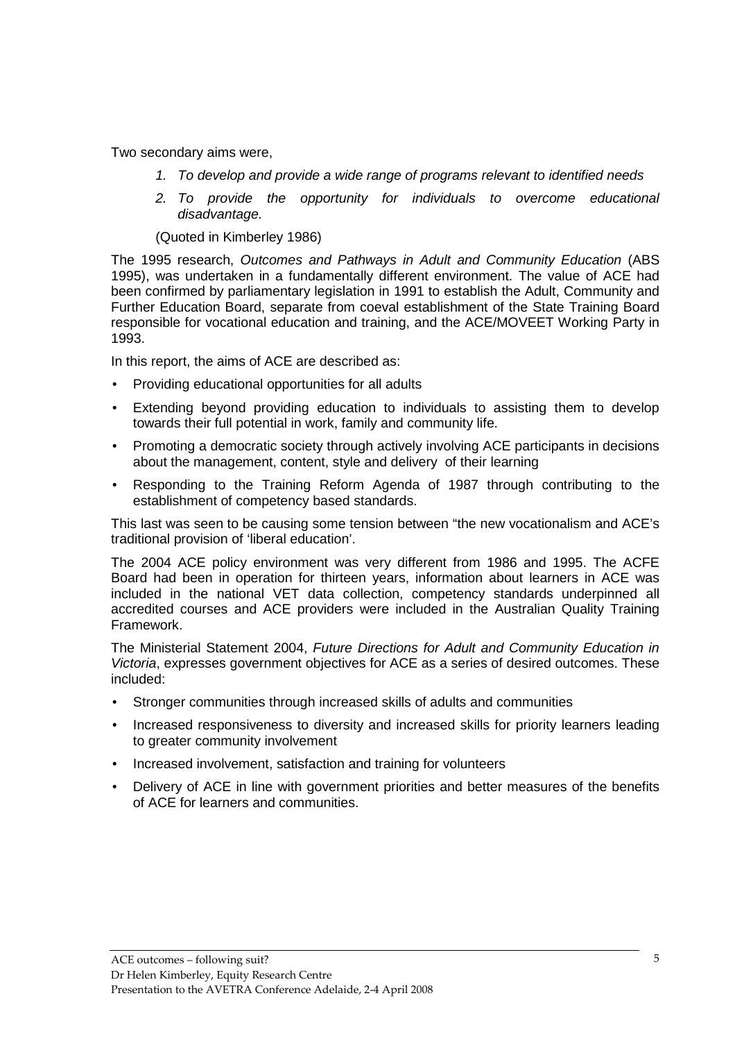Two secondary aims were,

1. *To develop and provide a wide range of programs relevant to identified needs*
2. *To provide the opportunity for individuals to overcome educational disadvantage.*

(Quoted in Kimberley 1986)

The 1995 research, *Outcomes and Pathways in Adult and Community Education* (ABS 1995), was undertaken in a fundamentally different environment. The value of ACE had been confirmed by parliamentary legislation in 1991 to establish the Adult, Community and Further Education Board, separate from coeval establishment of the State Training Board responsible for vocational education and training, and the ACE/MOVEET Working Party in 1993.

In this report, the aims of ACE are described as:

- Providing educational opportunities for all adults
- Extending beyond providing education to individuals to assisting them to develop towards their full potential in work, family and community life.
- Promoting a democratic society through actively involving ACE participants in decisions about the management, content, style and delivery of their learning
- Responding to the Training Reform Agenda of 1987 through contributing to the establishment of competency based standards.

This last was seen to be causing some tension between "the new vocationalism and ACE's traditional provision of 'liberal education'.

The 2004 ACE policy environment was very different from 1986 and 1995. The ACFE Board had been in operation for thirteen years, information about learners in ACE was included in the national VET data collection, competency standards underpinned all accredited courses and ACE providers were included in the Australian Quality Training Framework.

The Ministerial Statement 2004, *Future Directions for Adult and Community Education in Victoria*, expresses government objectives for ACE as a series of desired outcomes. These included:

- Stronger communities through increased skills of adults and communities
- Increased responsiveness to diversity and increased skills for priority learners leading to greater community involvement
- Increased involvement, satisfaction and training for volunteers
- Delivery of ACE in line with government priorities and better measures of the benefits of ACE for learners and communities.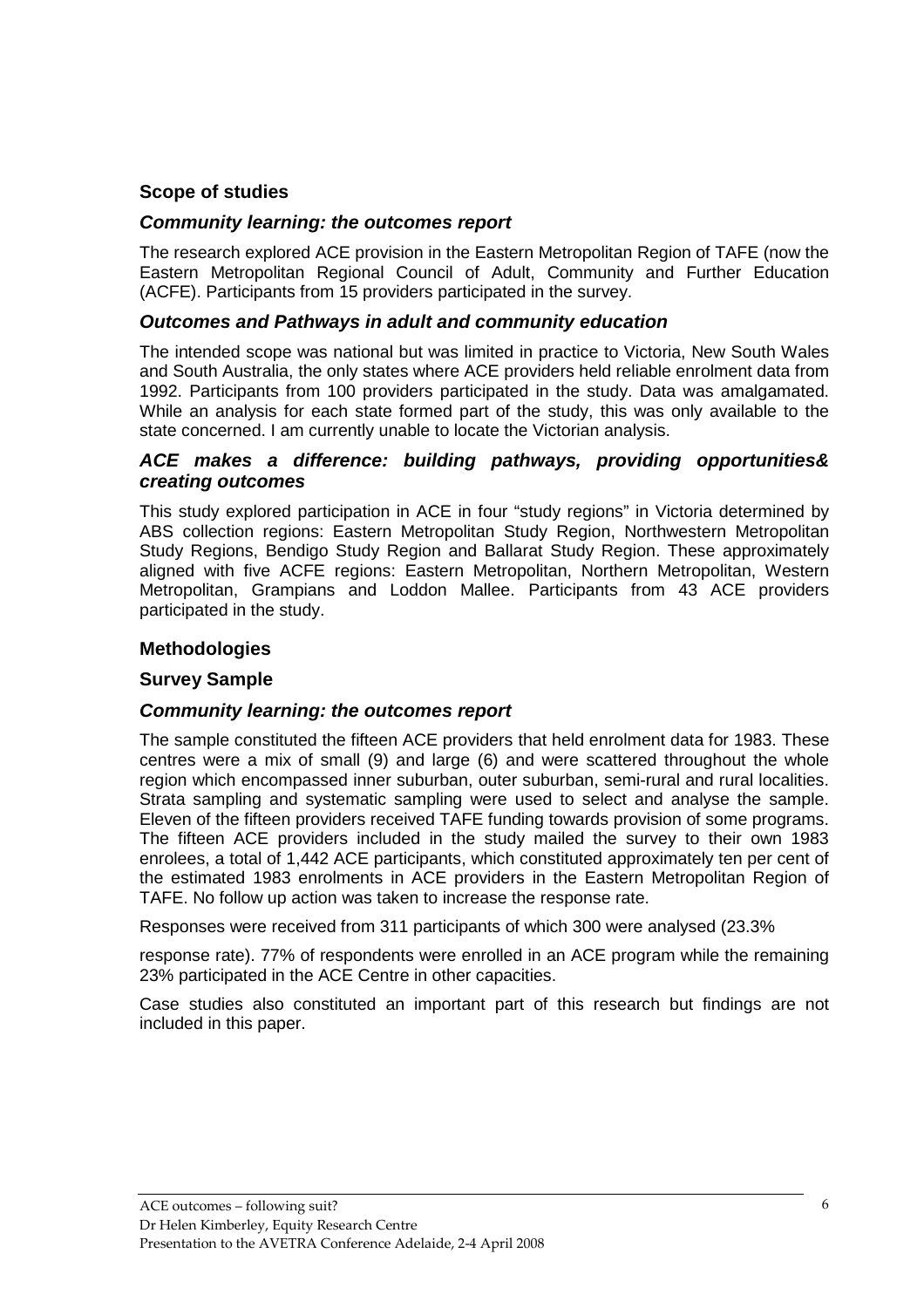## Scope of studies

### *Community learning: the outcomes report*

The research explored ACE provision in the Eastern Metropolitan Region of TAFE (now the Eastern Metropolitan Regional Council of Adult, Community and Further Education (ACFE). Participants from 15 providers participated in the survey.

### *Outcomes and Pathways in adult and community education*

The intended scope was national but was limited in practice to Victoria, New South Wales and South Australia, the only states where ACE providers held reliable enrolment data from 1992. Participants from 100 providers participated in the study. Data was amalgamated. While an analysis for each state formed part of the study, this was only available to the state concerned. I am currently unable to locate the Victorian analysis.

### *ACE makes a difference: building pathways, providing opportunities& creating outcomes*

This study explored participation in ACE in four "study regions" in Victoria determined by ABS collection regions: Eastern Metropolitan Study Region, Northwestern Metropolitan Study Regions, Bendigo Study Region and Ballarat Study Region. These approximately aligned with five ACFE regions: Eastern Metropolitan, Northern Metropolitan, Western Metropolitan, Grampians and Loddon Mallee. Participants from 43 ACE providers participated in the study.

## Methodologies

### Survey Sample

### *Community learning: the outcomes report*

The sample constituted the fifteen ACE providers that held enrolment data for 1983. These centres were a mix of small (9) and large (6) and were scattered throughout the whole region which encompassed inner suburban, outer suburban, semi-rural and rural localities. Strata sampling and systematic sampling were used to select and analyse the sample. Eleven of the fifteen providers received TAFE funding towards provision of some programs. The fifteen ACE providers included in the study mailed the survey to their own 1983 enrolees, a total of 1,442 ACE participants, which constituted approximately ten per cent of the estimated 1983 enrolments in ACE providers in the Eastern Metropolitan Region of TAFE. No follow up action was taken to increase the response rate.

Responses were received from 311 participants of which 300 were analysed (23.3%

response rate). 77% of respondents were enrolled in an ACE program while the remaining 23% participated in the ACE Centre in other capacities.

Case studies also constituted an important part of this research but findings are not included in this paper.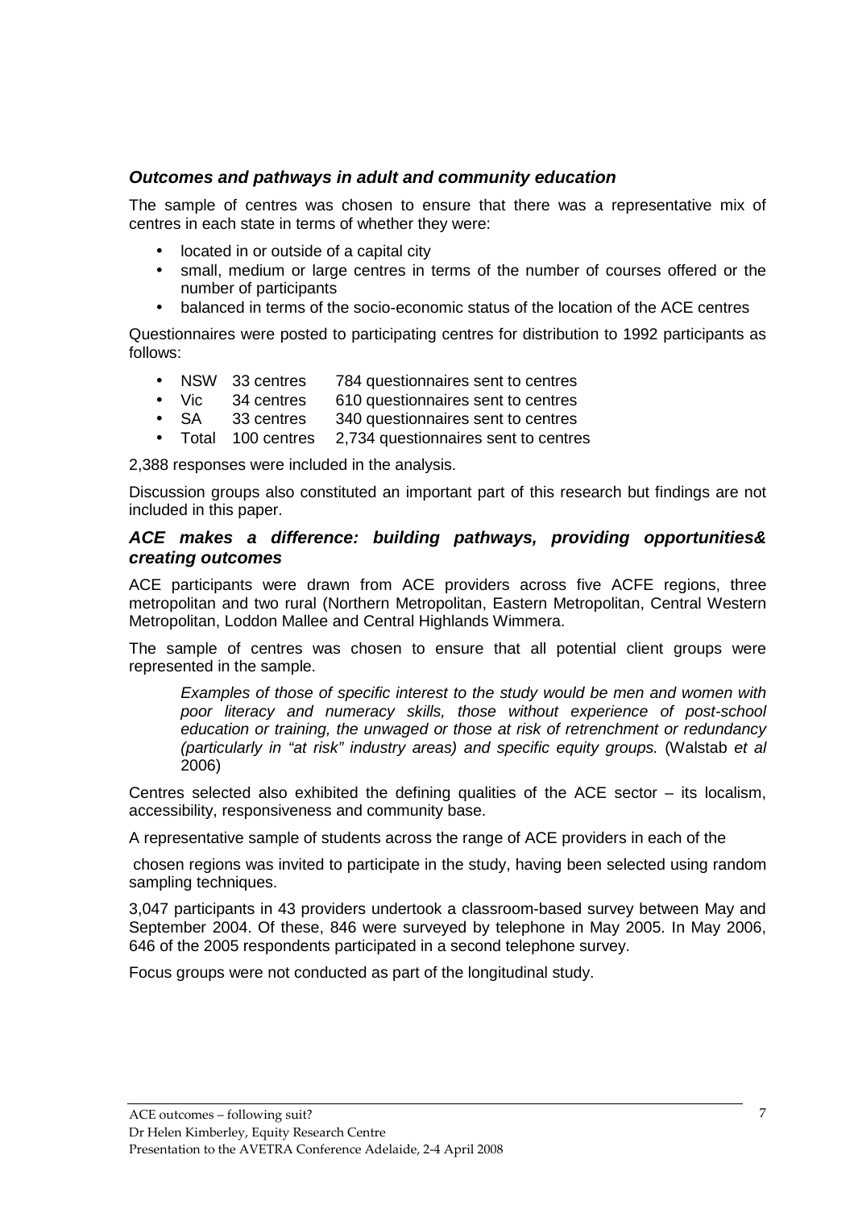### *Outcomes and pathways in adult and community education*

The sample of centres was chosen to ensure that there was a representative mix of centres in each state in terms of whether they were:

- located in or outside of a capital city
- small, medium or large centres in terms of the number of courses offered or the number of participants
- balanced in terms of the socio-economic status of the location of the ACE centres

Questionnaires were posted to participating centres for distribution to 1992 participants as follows:

- NSW 33 centres 784 questionnaires sent to centres
- Vic 34 centres 610 questionnaires sent to centres
- SA 33 centres 340 questionnaires sent to centres
- Total 100 centres 2,734 questionnaires sent to centres

2,388 responses were included in the analysis.

Discussion groups also constituted an important part of this research but findings are not included in this paper.

### *ACE makes a difference: building pathways, providing opportunities& creating outcomes*

ACE participants were drawn from ACE providers across five ACFE regions, three metropolitan and two rural (Northern Metropolitan, Eastern Metropolitan, Central Western Metropolitan, Loddon Mallee and Central Highlands Wimmera.

The sample of centres was chosen to ensure that all potential client groups were represented in the sample.

> *Examples of those of specific interest to the study would be men and women with poor literacy and numeracy skills, those without experience of post-school education or training, the unwaged or those at risk of retrenchment or redundancy (particularly in "at risk" industry areas) and specific equity groups.* (Walstab *et al* 2006)

Centres selected also exhibited the defining qualities of the ACE sector – its localism, accessibility, responsiveness and community base.

A representative sample of students across the range of ACE providers in each of the

chosen regions was invited to participate in the study, having been selected using random sampling techniques.

3,047 participants in 43 providers undertook a classroom-based survey between May and September 2004. Of these, 846 were surveyed by telephone in May 2005. In May 2006, 646 of the 2005 respondents participated in a second telephone survey.

Focus groups were not conducted as part of the longitudinal study.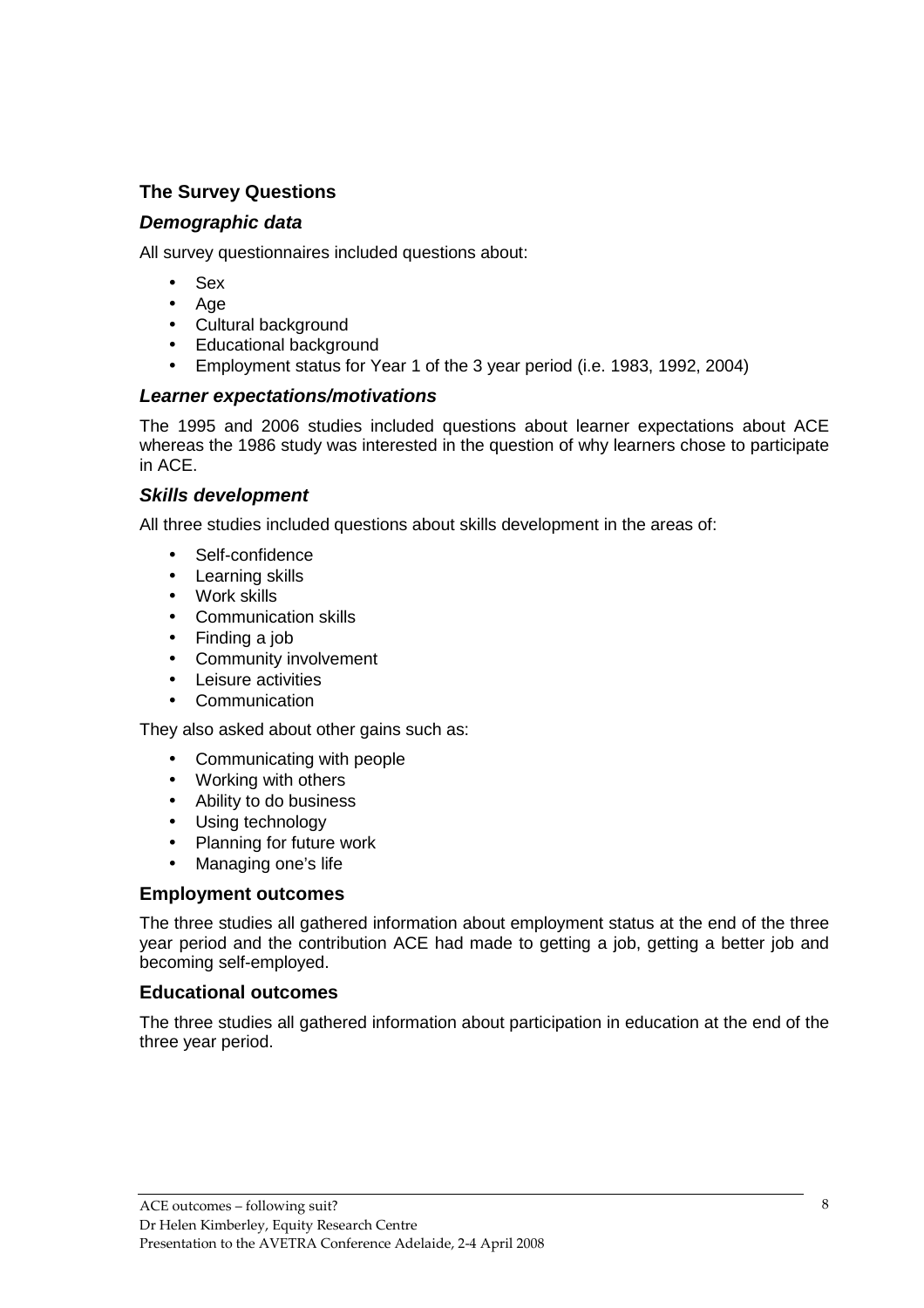## The Survey Questions

### *Demographic data*

All survey questionnaires included questions about:

- Sex
- Age
- Cultural background
- Educational background
- Employment status for Year 1 of the 3 year period (i.e. 1983, 1992, 2004)

### *Learner expectations/motivations*

The 1995 and 2006 studies included questions about learner expectations about ACE whereas the 1986 study was interested in the question of why learners chose to participate in ACE.

### *Skills development*

All three studies included questions about skills development in the areas of:

- Self-confidence
- Learning skills
- Work skills
- Communication skills
- Finding a job
- Community involvement
- Leisure activities
- Communication

They also asked about other gains such as:

- Communicating with people
- Working with others
- Ability to do business
- Using technology
- Planning for future work
- Managing one's life

### Employment outcomes

The three studies all gathered information about employment status at the end of the three year period and the contribution ACE had made to getting a job, getting a better job and becoming self-employed.

### Educational outcomes

The three studies all gathered information about participation in education at the end of the three year period.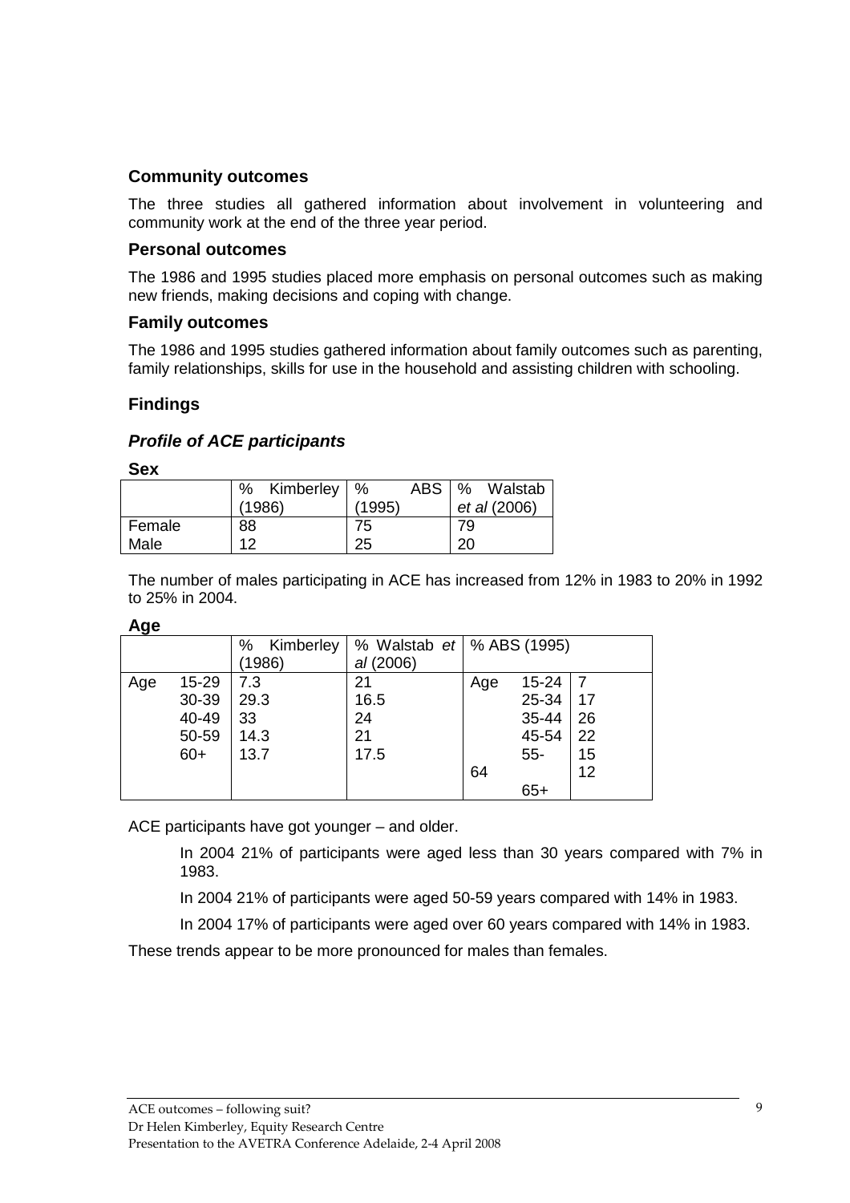### Community outcomes

The three studies all gathered information about involvement in volunteering and community work at the end of the three year period.

### Personal outcomes

The 1986 and 1995 studies placed more emphasis on personal outcomes such as making new friends, making decisions and coping with change.

### Family outcomes

The 1986 and 1995 studies gathered information about family outcomes such as parenting, family relationships, skills for use in the household and assisting children with schooling.

## Findings

### *Profile of ACE participants*

**Sex**

| | % Kimberley (1986) | % ABS (1995) | % Walstab *et al* (2006) |
|---|---|---|---|
| Female | 88 | 75 | 79 |
| Male | 12 | 25 | 20 |

The number of males participating in ACE has increased from 12% in 1983 to 20% in 1992 to 25% in 2004.

**Age**

| | | % Kimberley (1986) | % Walstab *et al* (2006) | % ABS (1995) | | |
|---|---|---|---|---|---|---|
| Age | 15-29 | 7.3 | 21 | Age | 15-24 | 7 |
| | 30-39 | 29.3 | 16.5 | | 25-34 | 17 |
| | 40-49 | 33 | 24 | | 35-44 | 26 |
| | 50-59 | 14.3 | 21 | | 45-54 | 22 |
| | 60+ | 13.7 | 17.5 | | 55-64 | 15 |
| | | | | | 65+ | 12 |

ACE participants have got younger – and older.

In 2004 21% of participants were aged less than 30 years compared with 7% in 1983.

In 2004 21% of participants were aged 50-59 years compared with 14% in 1983.

In 2004 17% of participants were aged over 60 years compared with 14% in 1983.

These trends appear to be more pronounced for males than females.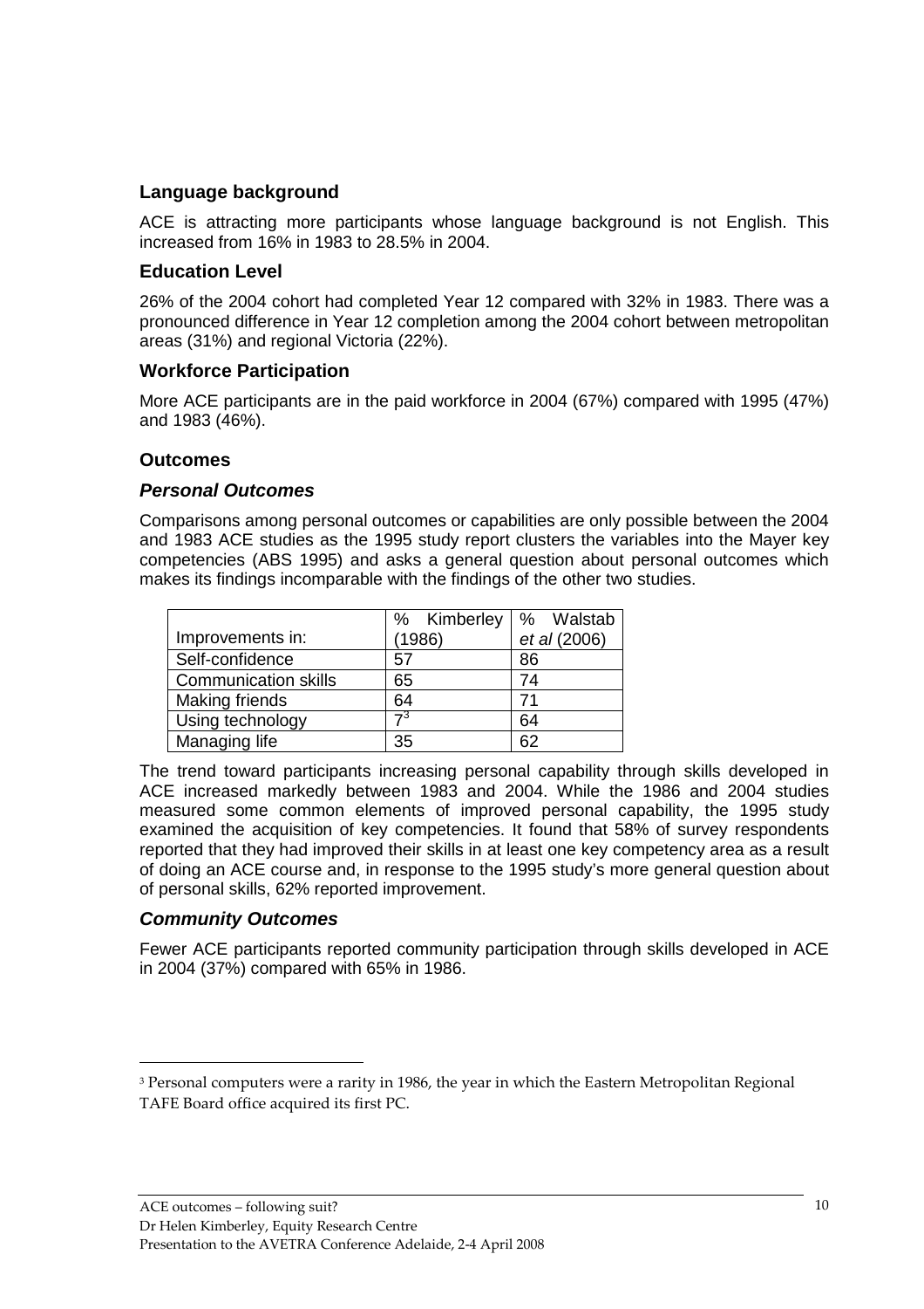## Language background

ACE is attracting more participants whose language background is not English. This increased from 16% in 1983 to 28.5% in 2004.

## Education Level

26% of the 2004 cohort had completed Year 12 compared with 32% in 1983. There was a pronounced difference in Year 12 completion among the 2004 cohort between metropolitan areas (31%) and regional Victoria (22%).

## Workforce Participation

More ACE participants are in the paid workforce in 2004 (67%) compared with 1995 (47%) and 1983 (46%).

## Outcomes

### *Personal Outcomes*

Comparisons among personal outcomes or capabilities are only possible between the 2004 and 1983 ACE studies as the 1995 study report clusters the variables into the Mayer key competencies (ABS 1995) and asks a general question about personal outcomes which makes its findings incomparable with the findings of the other two studies.

| Improvements in: | % Kimberley (1986) | % Walstab *et al* (2006) |
|---|---|---|
| Self-confidence | 57 | 86 |
| Communication skills | 65 | 74 |
| Making friends | 64 | 71 |
| Using technology | 7[3] | 64 |
| Managing life | 35 | 62 |

The trend toward participants increasing personal capability through skills developed in ACE increased markedly between 1983 and 2004. While the 1986 and 2004 studies measured some common elements of improved personal capability, the 1995 study examined the acquisition of key competencies. It found that 58% of survey respondents reported that they had improved their skills in at least one key competency area as a result of doing an ACE course and, in response to the 1995 study's more general question about of personal skills, 62% reported improvement.

### *Community Outcomes*

Fewer ACE participants reported community participation through skills developed in ACE in 2004 (37%) compared with 65% in 1986.

---

[3] Personal computers were a rarity in 1986, the year in which the Eastern Metropolitan Regional TAFE Board office acquired its first PC.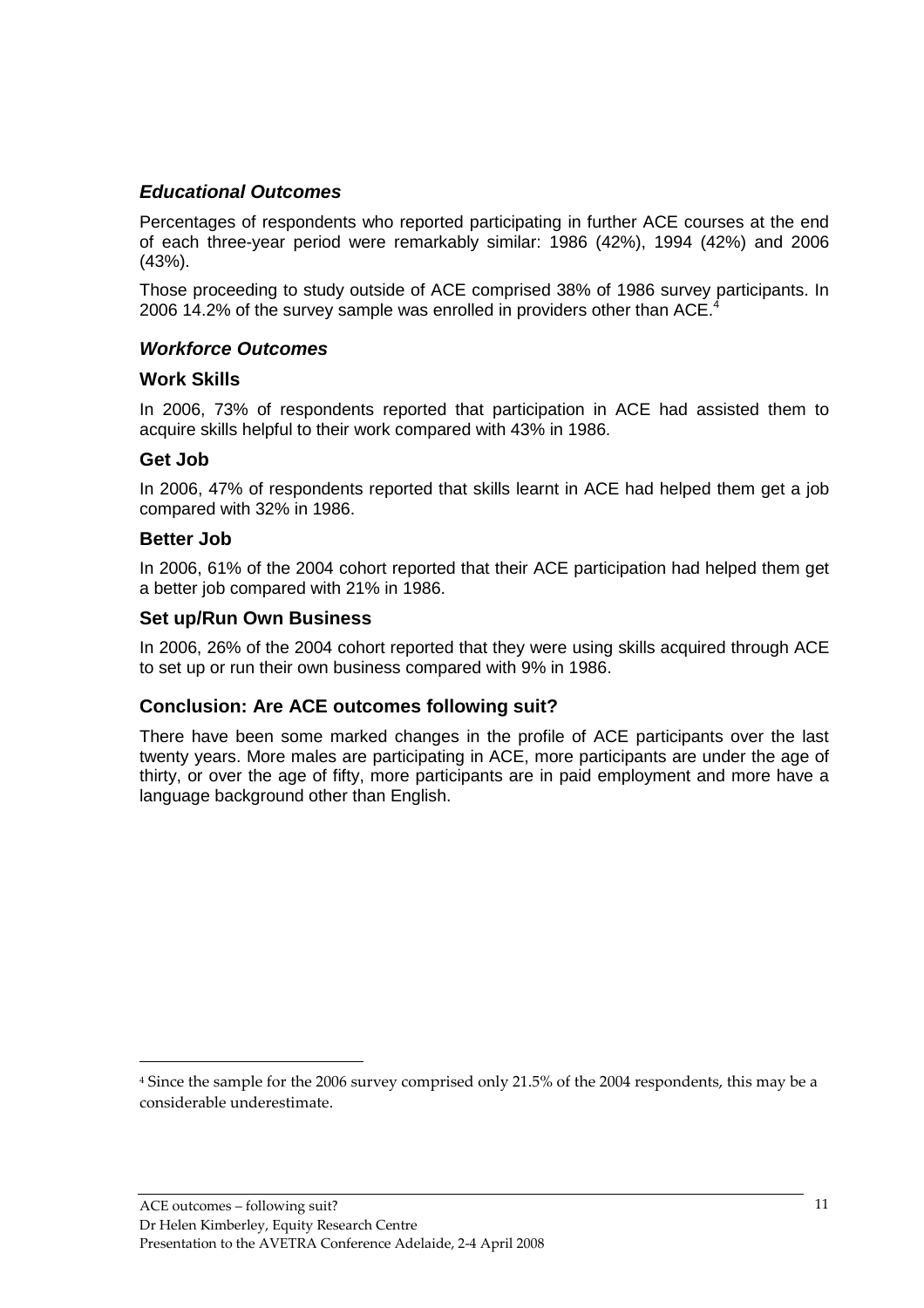### *Educational Outcomes*

Percentages of respondents who reported participating in further ACE courses at the end of each three-year period were remarkably similar: 1986 (42%), 1994 (42%) and 2006 (43%).

Those proceeding to study outside of ACE comprised 38% of 1986 survey participants. In 2006 14.2% of the survey sample was enrolled in providers other than ACE.[4]

### *Workforce Outcomes*

#### Work Skills

In 2006, 73% of respondents reported that participation in ACE had assisted them to acquire skills helpful to their work compared with 43% in 1986.

#### Get Job

In 2006, 47% of respondents reported that skills learnt in ACE had helped them get a job compared with 32% in 1986.

#### Better Job

In 2006, 61% of the 2004 cohort reported that their ACE participation had helped them get a better job compared with 21% in 1986.

#### Set up/Run Own Business

In 2006, 26% of the 2004 cohort reported that they were using skills acquired through ACE to set up or run their own business compared with 9% in 1986.

### Conclusion: Are ACE outcomes following suit?

There have been some marked changes in the profile of ACE participants over the last twenty years. More males are participating in ACE, more participants are under the age of thirty, or over the age of fifty, more participants are in paid employment and more have a language background other than English.

---

[4] Since the sample for the 2006 survey comprised only 21.5% of the 2004 respondents, this may be a considerable underestimate.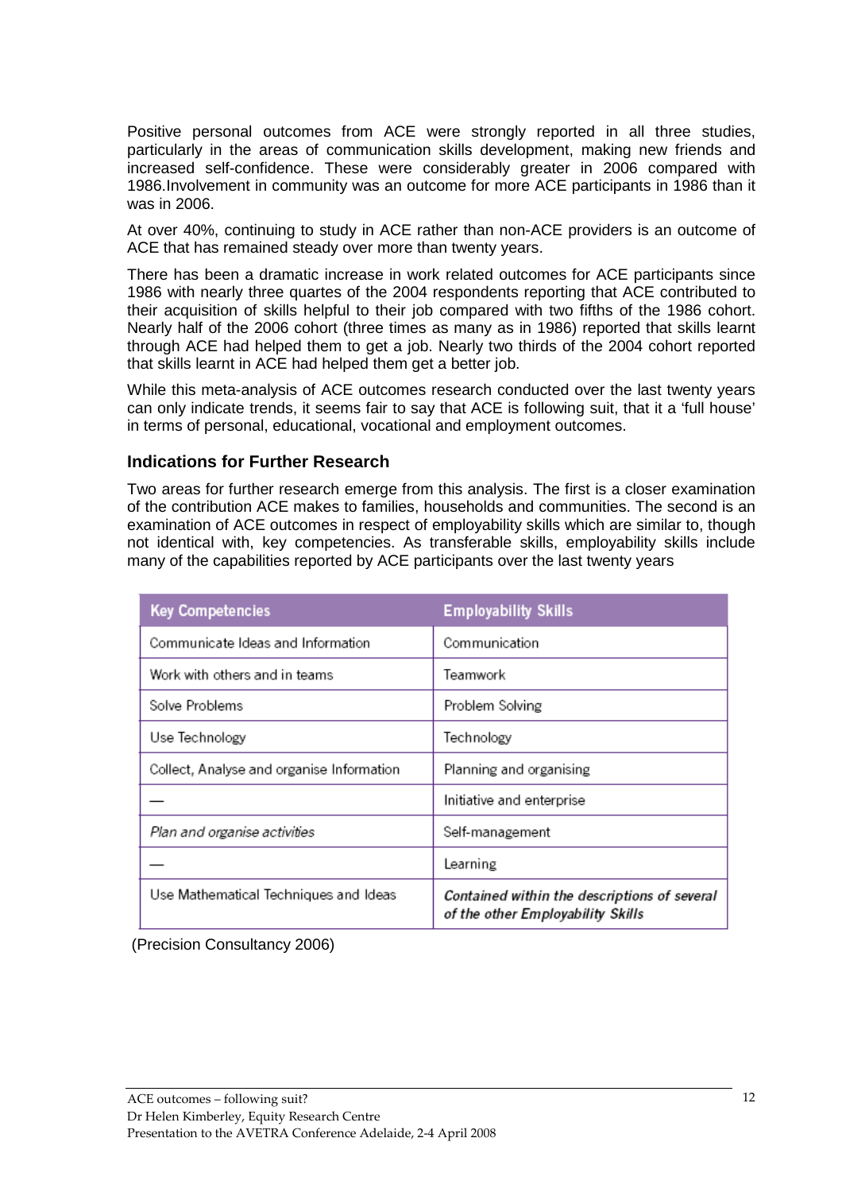Positive personal outcomes from ACE were strongly reported in all three studies, particularly in the areas of communication skills development, making new friends and increased self-confidence. These were considerably greater in 2006 compared with 1986.Involvement in community was an outcome for more ACE participants in 1986 than it was in 2006.

At over 40%, continuing to study in ACE rather than non-ACE providers is an outcome of ACE that has remained steady over more than twenty years.

There has been a dramatic increase in work related outcomes for ACE participants since 1986 with nearly three quartes of the 2004 respondents reporting that ACE contributed to their acquisition of skills helpful to their job compared with two fifths of the 1986 cohort. Nearly half of the 2006 cohort (three times as many as in 1986) reported that skills learnt through ACE had helped them to get a job. Nearly two thirds of the 2004 cohort reported that skills learnt in ACE had helped them get a better job.

While this meta-analysis of ACE outcomes research conducted over the last twenty years can only indicate trends, it seems fair to say that ACE is following suit, that it a 'full house' in terms of personal, educational, vocational and employment outcomes.

### Indications for Further Research

Two areas for further research emerge from this analysis. The first is a closer examination of the contribution ACE makes to families, households and communities. The second is an examination of ACE outcomes in respect of employability skills which are similar to, though not identical with, key competencies. As transferable skills, employability skills include many of the capabilities reported by ACE participants over the last twenty years

| Key Competencies | Employability Skills |
|---|---|
| Communicate Ideas and Information | Communication |
| Work with others and in teams | Teamwork |
| Solve Problems | Problem Solving |
| Use Technology | Technology |
| Collect, Analyse and organise Information | Planning and organising |
| — | Initiative and enterprise |
| *Plan and organise activities* | Self-management |
| — | Learning |
| Use Mathematical Techniques and Ideas | *Contained within the descriptions of several of the other Employability Skills* |

(Precision Consultancy 2006)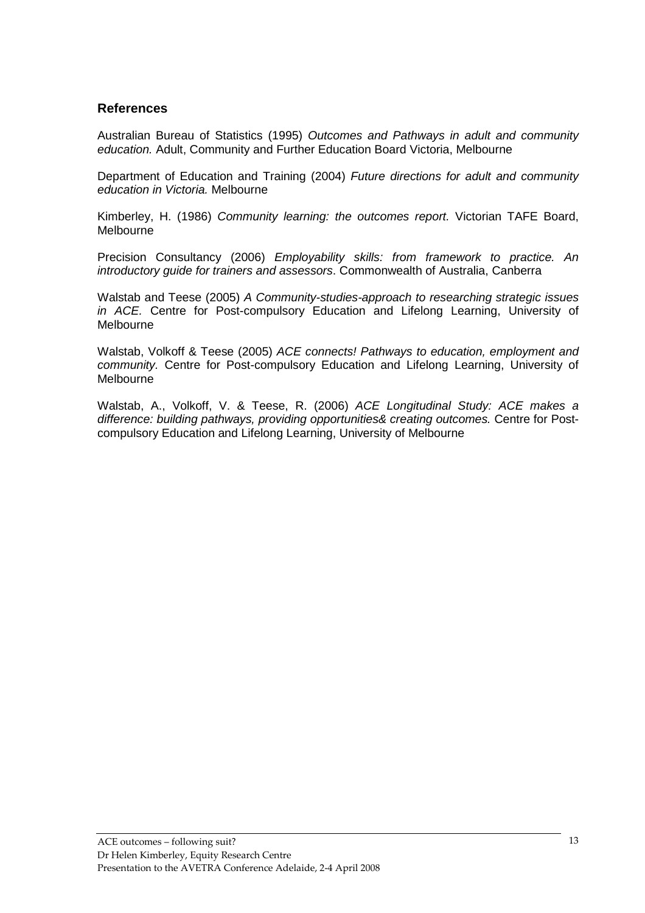## References

Australian Bureau of Statistics (1995) *Outcomes and Pathways in adult and community education.* Adult, Community and Further Education Board Victoria, Melbourne

Department of Education and Training (2004) *Future directions for adult and community education in Victoria.* Melbourne

Kimberley, H. (1986) *Community learning: the outcomes report.* Victorian TAFE Board, Melbourne

Precision Consultancy (2006) *Employability skills: from framework to practice. An introductory guide for trainers and assessors*. Commonwealth of Australia, Canberra

Walstab and Teese (2005) *A Community-studies-approach to researching strategic issues in ACE.* Centre for Post-compulsory Education and Lifelong Learning, University of Melbourne

Walstab, Volkoff & Teese (2005) *ACE connects! Pathways to education, employment and community*. Centre for Post-compulsory Education and Lifelong Learning, University of Melbourne

Walstab, A., Volkoff, V. & Teese, R. (2006) *ACE Longitudinal Study: ACE makes a difference: building pathways, providing opportunities& creating outcomes.* Centre for Post-compulsory Education and Lifelong Learning, University of Melbourne